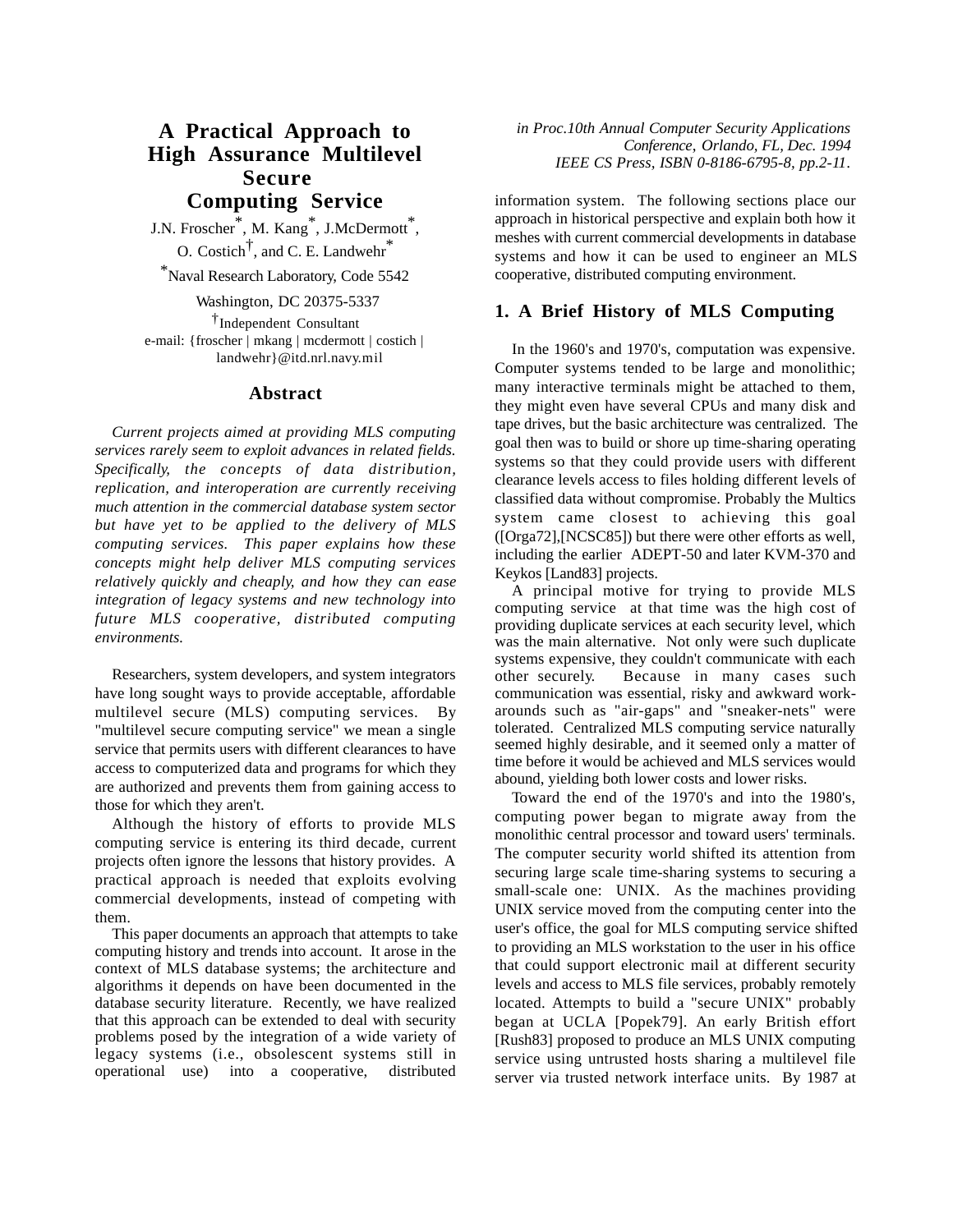# A Practical Approach to High Assurance Multilevel Secure Computing Service

*in Proc.10th Annual Computer Security Applications Conference, Orlando, FL, Dec. 1994 IEEE CS Press, ISBN 0-8186-6795-8, pp.2-11.*

J.N. Froscher*, M. Kang*, J.McDermott*, O. Costich†, and C. E. Landwehr*

*Naval Research Laboratory, Code 5542

Washington, DC 20375-5337

†Independent Consultant

e-mail: {froscher | mkang | mcdermott | costich | landwehr}@itd.nrl.navy.mil

## Abstract

*Current projects aimed at providing MLS computing services rarely seem to exploit advances in related fields. Specifically, the concepts of data distribution, replication, and interoperation are currently receiving much attention in the commercial database system sector but have yet to be applied to the delivery of MLS computing services. This paper explains how these concepts might help deliver MLS computing services relatively quickly and cheaply, and how they can ease integration of legacy systems and new technology into future MLS cooperative, distributed computing environments.*

Researchers, system developers, and system integrators have long sought ways to provide acceptable, affordable multilevel secure (MLS) computing services. By "multilevel secure computing service" we mean a single service that permits users with different clearances to have access to computerized data and programs for which they are authorized and prevents them from gaining access to those for which they aren't.

Although the history of efforts to provide MLS computing service is entering its third decade, current projects often ignore the lessons that history provides. A practical approach is needed that exploits evolving commercial developments, instead of competing with them.

This paper documents an approach that attempts to take computing history and trends into account. It arose in the context of MLS database systems; the architecture and algorithms it depends on have been documented in the database security literature. Recently, we have realized that this approach can be extended to deal with security problems posed by the integration of a wide variety of legacy systems (i.e., obsolescent systems still in operational use) into a cooperative, distributed information system. The following sections place our approach in historical perspective and explain both how it meshes with current commercial developments in database systems and how it can be used to engineer an MLS cooperative, distributed computing environment.

## 1. A Brief History of MLS Computing

In the 1960's and 1970's, computation was expensive. Computer systems tended to be large and monolithic; many interactive terminals might be attached to them, they might even have several CPUs and many disk and tape drives, but the basic architecture was centralized. The goal then was to build or shore up time-sharing operating systems so that they could provide users with different clearance levels access to files holding different levels of classified data without compromise. Probably the Multics system came closest to achieving this goal ([Orga72],[NCSC85]) but there were other efforts as well, including the earlier ADEPT-50 and later KVM-370 and Keykos [Land83] projects.

A principal motive for trying to provide MLS computing service at that time was the high cost of providing duplicate services at each security level, which was the main alternative. Not only were such duplicate systems expensive, they couldn't communicate with each other securely. Because in many cases such communication was essential, risky and awkward work-arounds such as "air-gaps" and "sneaker-nets" were tolerated. Centralized MLS computing service naturally seemed highly desirable, and it seemed only a matter of time before it would be achieved and MLS services would abound, yielding both lower costs and lower risks.

Toward the end of the 1970's and into the 1980's, computing power began to migrate away from the monolithic central processor and toward users' terminals. The computer security world shifted its attention from securing large scale time-sharing systems to securing a small-scale one: UNIX. As the machines providing UNIX service moved from the computing center into the user's office, the goal for MLS computing service shifted to providing an MLS workstation to the user in his office that could support electronic mail at different security levels and access to MLS file services, probably remotely located. Attempts to build a "secure UNIX" probably began at UCLA [Popek79]. An early British effort [Rush83] proposed to produce an MLS UNIX computing service using untrusted hosts sharing a multilevel file server via trusted network interface units. By 1987 at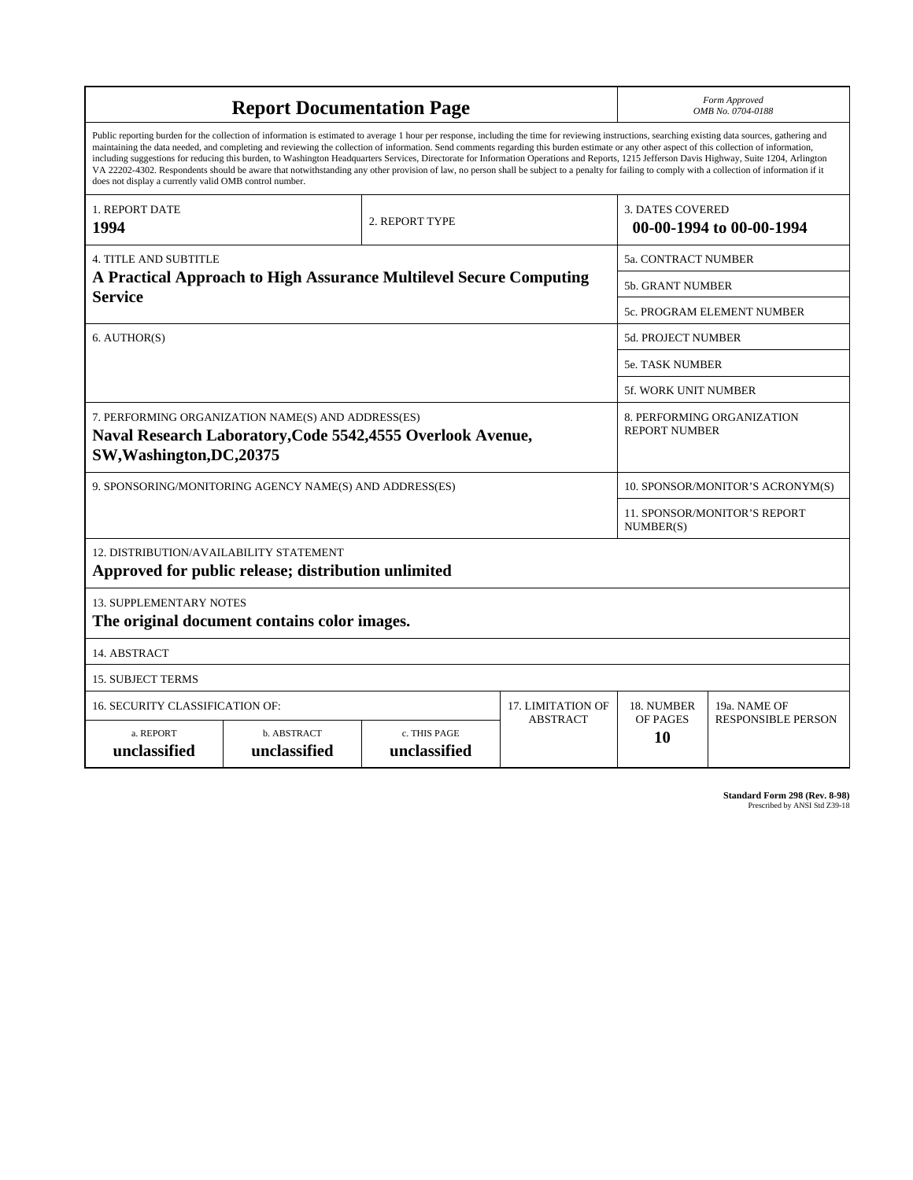# Report Documentation Page

*Form Approved*
*OMB No. 0704-0188*

Public reporting burden for the collection of information is estimated to average 1 hour per response, including the time for reviewing instructions, searching existing data sources, gathering and maintaining the data needed, and completing and reviewing the collection of information. Send comments regarding this burden estimate or any other aspect of this collection of information, including suggestions for reducing this burden, to Washington Headquarters Services, Directorate for Information Operations and Reports, 1215 Jefferson Davis Highway, Suite 1204, Arlington VA 22202-4302. Respondents should be aware that notwithstanding any other provision of law, no person shall be subject to a penalty for failing to comply with a collection of information if it does not display a currently valid OMB control number.

| 1. REPORT DATE | 2. REPORT TYPE | 3. DATES COVERED |
|---|---|---|
| **1994** | | **00-00-1994 to 00-00-1994** |

| 4. TITLE AND SUBTITLE | |
|---|---|
| **A Practical Approach to High Assurance Multilevel Secure Computing Service** | 5a. CONTRACT NUMBER |
| | 5b. GRANT NUMBER |
| | 5c. PROGRAM ELEMENT NUMBER |
| 6. AUTHOR(S) | 5d. PROJECT NUMBER |
| | 5e. TASK NUMBER |
| | 5f. WORK UNIT NUMBER |
| 7. PERFORMING ORGANIZATION NAME(S) AND ADDRESS(ES) **Naval Research Laboratory,Code 5542,4555 Overlook Avenue, SW,Washington,DC,20375** | 8. PERFORMING ORGANIZATION REPORT NUMBER |
| 9. SPONSORING/MONITORING AGENCY NAME(S) AND ADDRESS(ES) | 10. SPONSOR/MONITOR'S ACRONYM(S) |
| | 11. SPONSOR/MONITOR'S REPORT NUMBER(S) |

12. DISTRIBUTION/AVAILABILITY STATEMENT
**Approved for public release; distribution unlimited**

13. SUPPLEMENTARY NOTES
**The original document contains color images.**

14. ABSTRACT

15. SUBJECT TERMS

| 16. SECURITY CLASSIFICATION OF: | | | 17. LIMITATION OF ABSTRACT | 18. NUMBER OF PAGES | 19a. NAME OF RESPONSIBLE PERSON |
|---|---|---|---|---|---|
| a. REPORT | b. ABSTRACT | c. THIS PAGE | | | |
| **unclassified** | **unclassified** | **unclassified** | | **10** | |

**Standard Form 298 (Rev. 8-98)**
Prescribed by ANSI Std Z39-18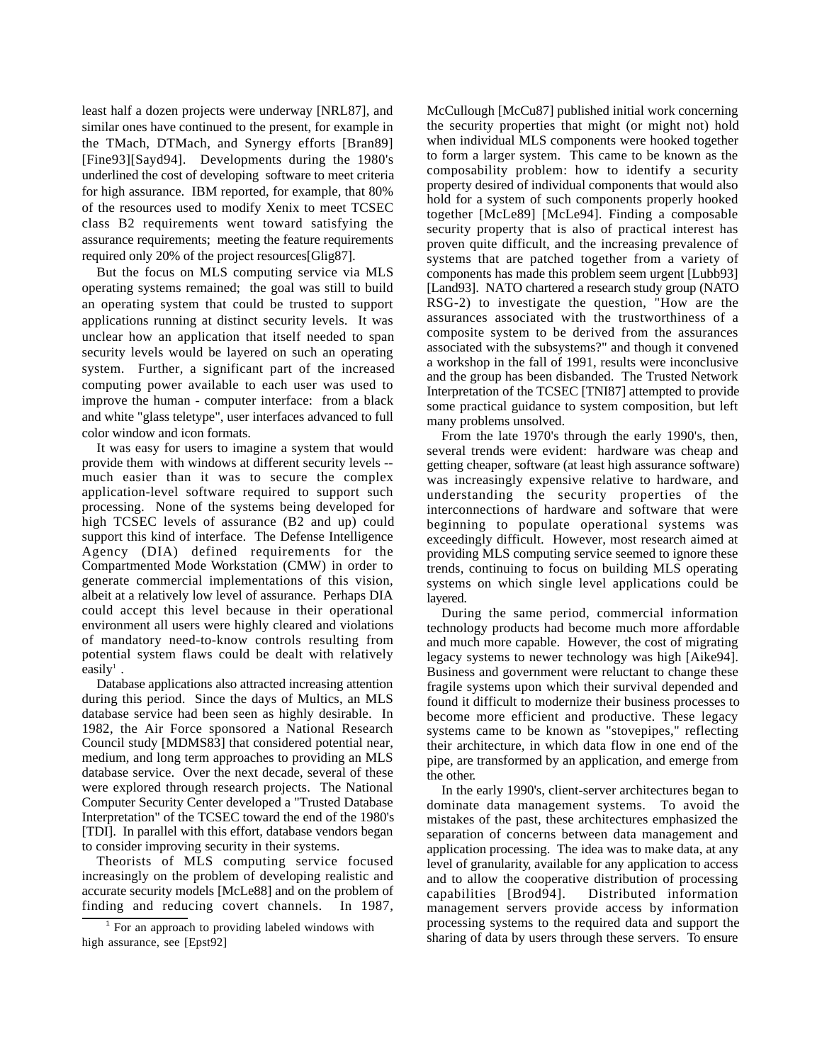least half a dozen projects were underway [NRL87], and similar ones have continued to the present, for example in the TMach, DTMach, and Synergy efforts [Bran89] [Fine93][Sayd94]. Developments during the 1980's underlined the cost of developing software to meet criteria for high assurance. IBM reported, for example, that 80% of the resources used to modify Xenix to meet TCSEC class B2 requirements went toward satisfying the assurance requirements; meeting the feature requirements required only 20% of the project resources[Glig87].

But the focus on MLS computing service via MLS operating systems remained; the goal was still to build an operating system that could be trusted to support applications running at distinct security levels. It was unclear how an application that itself needed to span security levels would be layered on such an operating system. Further, a significant part of the increased computing power available to each user was used to improve the human - computer interface: from a black and white "glass teletype", user interfaces advanced to full color window and icon formats.

It was easy for users to imagine a system that would provide them with windows at different security levels -- much easier than it was to secure the complex application-level software required to support such processing. None of the systems being developed for high TCSEC levels of assurance (B2 and up) could support this kind of interface. The Defense Intelligence Agency (DIA) defined requirements for the Compartmented Mode Workstation (CMW) in order to generate commercial implementations of this vision, albeit at a relatively low level of assurance. Perhaps DIA could accept this level because in their operational environment all users were highly cleared and violations of mandatory need-to-know controls resulting from potential system flaws could be dealt with relatively easily[1] .

Database applications also attracted increasing attention during this period. Since the days of Multics, an MLS database service had been seen as highly desirable. In 1982, the Air Force sponsored a National Research Council study [MDMS83] that considered potential near, medium, and long term approaches to providing an MLS database service. Over the next decade, several of these were explored through research projects. The National Computer Security Center developed a "Trusted Database Interpretation" of the TCSEC toward the end of the 1980's [TDI]. In parallel with this effort, database vendors began to consider improving security in their systems.

Theorists of MLS computing service focused increasingly on the problem of developing realistic and accurate security models [McLe88] and on the problem of finding and reducing covert channels. In 1987, McCullough [McCu87] published initial work concerning the security properties that might (or might not) hold when individual MLS components were hooked together to form a larger system. This came to be known as the composability problem: how to identify a security property desired of individual components that would also hold for a system of such components properly hooked together [McLe89] [McLe94]. Finding a composable security property that is also of practical interest has proven quite difficult, and the increasing prevalence of systems that are patched together from a variety of components has made this problem seem urgent [Lubb93] [Land93]. NATO chartered a research study group (NATO RSG-2) to investigate the question, "How are the assurances associated with the trustworthiness of a composite system to be derived from the assurances associated with the subsystems?" and though it convened a workshop in the fall of 1991, results were inconclusive and the group has been disbanded. The Trusted Network Interpretation of the TCSEC [TNI87] attempted to provide some practical guidance to system composition, but left many problems unsolved.

From the late 1970's through the early 1990's, then, several trends were evident: hardware was cheap and getting cheaper, software (at least high assurance software) was increasingly expensive relative to hardware, and understanding the security properties of the interconnections of hardware and software that were beginning to populate operational systems was exceedingly difficult. However, most research aimed at providing MLS computing service seemed to ignore these trends, continuing to focus on building MLS operating systems on which single level applications could be layered.

During the same period, commercial information technology products had become much more affordable and much more capable. However, the cost of migrating legacy systems to newer technology was high [Aike94]. Business and government were reluctant to change these fragile systems upon which their survival depended and found it difficult to modernize their business processes to become more efficient and productive. These legacy systems came to be known as "stovepipes," reflecting their architecture, in which data flow in one end of the pipe, are transformed by an application, and emerge from the other.

In the early 1990's, client-server architectures began to dominate data management systems. To avoid the mistakes of the past, these architectures emphasized the separation of concerns between data management and application processing. The idea was to make data, at any level of granularity, available for any application to access and to allow the cooperative distribution of processing capabilities [Brod94]. Distributed information management servers provide access by information processing systems to the required data and support the sharing of data by users through these servers. To ensure

[1] For an approach to providing labeled windows with high assurance, see [Epst92]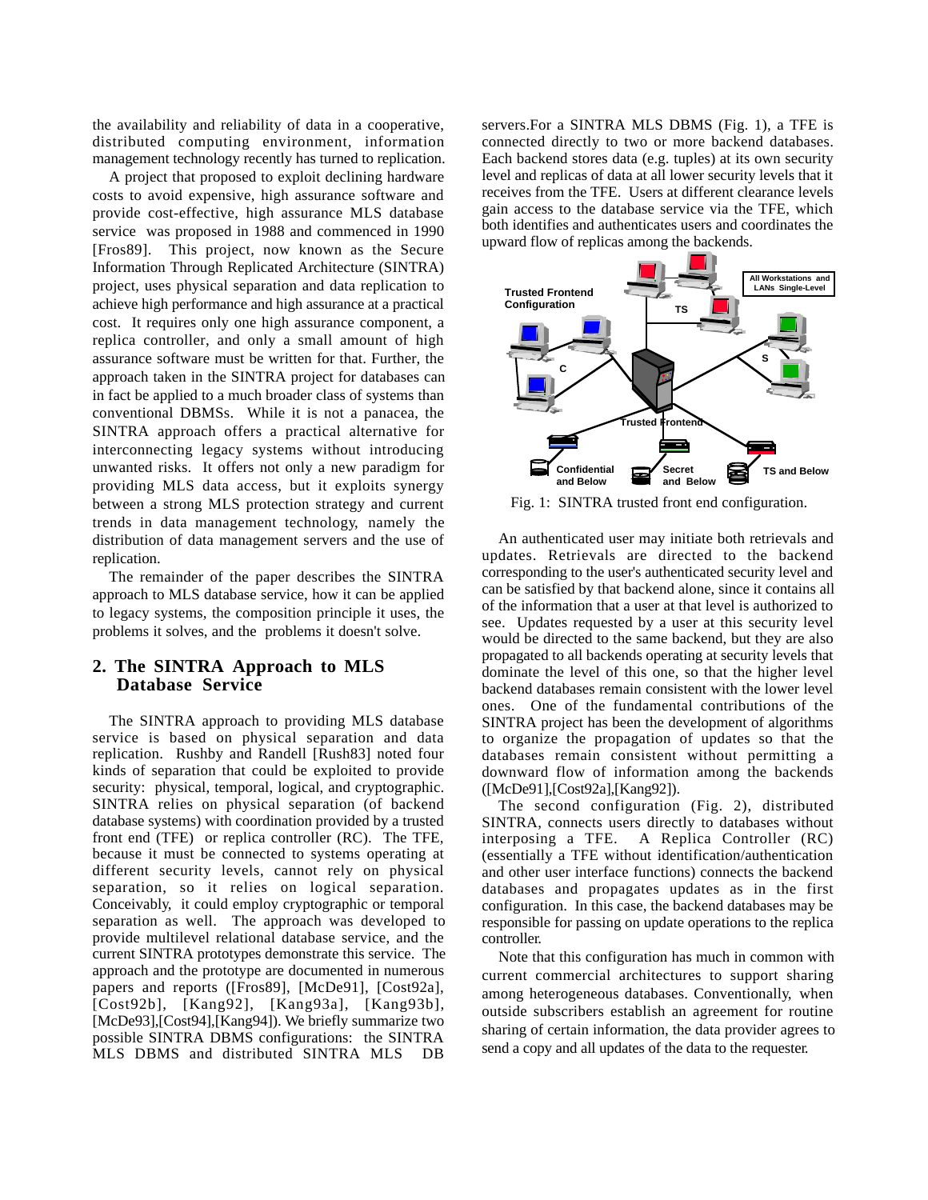the availability and reliability of data in a cooperative, distributed computing environment, information management technology recently has turned to replication.

A project that proposed to exploit declining hardware costs to avoid expensive, high assurance software and provide cost-effective, high assurance MLS database service was proposed in 1988 and commenced in 1990 [Fros89]. This project, now known as the Secure Information Through Replicated Architecture (SINTRA) project, uses physical separation and data replication to achieve high performance and high assurance at a practical cost. It requires only one high assurance component, a replica controller, and only a small amount of high assurance software must be written for that. Further, the approach taken in the SINTRA project for databases can in fact be applied to a much broader class of systems than conventional DBMSs. While it is not a panacea, the SINTRA approach offers a practical alternative for interconnecting legacy systems without introducing unwanted risks. It offers not only a new paradigm for providing MLS data access, but it exploits synergy between a strong MLS protection strategy and current trends in data management technology, namely the distribution of data management servers and the use of replication.

The remainder of the paper describes the SINTRA approach to MLS database service, how it can be applied to legacy systems, the composition principle it uses, the problems it solves, and the problems it doesn't solve.

## 2. The SINTRA Approach to MLS Database Service

The SINTRA approach to providing MLS database service is based on physical separation and data replication. Rushby and Randell [Rush83] noted four kinds of separation that could be exploited to provide security: physical, temporal, logical, and cryptographic. SINTRA relies on physical separation (of backend database systems) with coordination provided by a trusted front end (TFE) or replica controller (RC). The TFE, because it must be connected to systems operating at different security levels, cannot rely on physical separation, so it relies on logical separation. Conceivably, it could employ cryptographic or temporal separation as well. The approach was developed to provide multilevel relational database service, and the current SINTRA prototypes demonstrate this service. The approach and the prototype are documented in numerous papers and reports ([Fros89], [McDe91], [Cost92a], [Cost92b], [Kang92], [Kang93a], [Kang93b], [McDe93],[Cost94],[Kang94]). We briefly summarize two possible SINTRA DBMS configurations: the SINTRA MLS DBMS and distributed SINTRA MLS DB servers.For a SINTRA MLS DBMS (Fig. 1), a TFE is connected directly to two or more backend databases. Each backend stores data (e.g. tuples) at its own security level and replicas of data at all lower security levels that it receives from the TFE. Users at different clearance levels gain access to the database service via the TFE, which both identifies and authenticates users and coordinates the upward flow of replicas among the backends.

Fig. 1: SINTRA trusted front end configuration.

An authenticated user may initiate both retrievals and updates. Retrievals are directed to the backend corresponding to the user's authenticated security level and can be satisfied by that backend alone, since it contains all of the information that a user at that level is authorized to see. Updates requested by a user at this security level would be directed to the same backend, but they are also propagated to all backends operating at security levels that dominate the level of this one, so that the higher level backend databases remain consistent with the lower level ones. One of the fundamental contributions of the SINTRA project has been the development of algorithms to organize the propagation of updates so that the databases remain consistent without permitting a downward flow of information among the backends ([McDe91],[Cost92a],[Kang92]).

The second configuration (Fig. 2), distributed SINTRA, connects users directly to databases without interposing a TFE. A Replica Controller (RC) (essentially a TFE without identification/authentication and other user interface functions) connects the backend databases and propagates updates as in the first configuration. In this case, the backend databases may be responsible for passing on update operations to the replica controller.

Note that this configuration has much in common with current commercial architectures to support sharing among heterogeneous databases. Conventionally, when outside subscribers establish an agreement for routine sharing of certain information, the data provider agrees to send a copy and all updates of the data to the requester.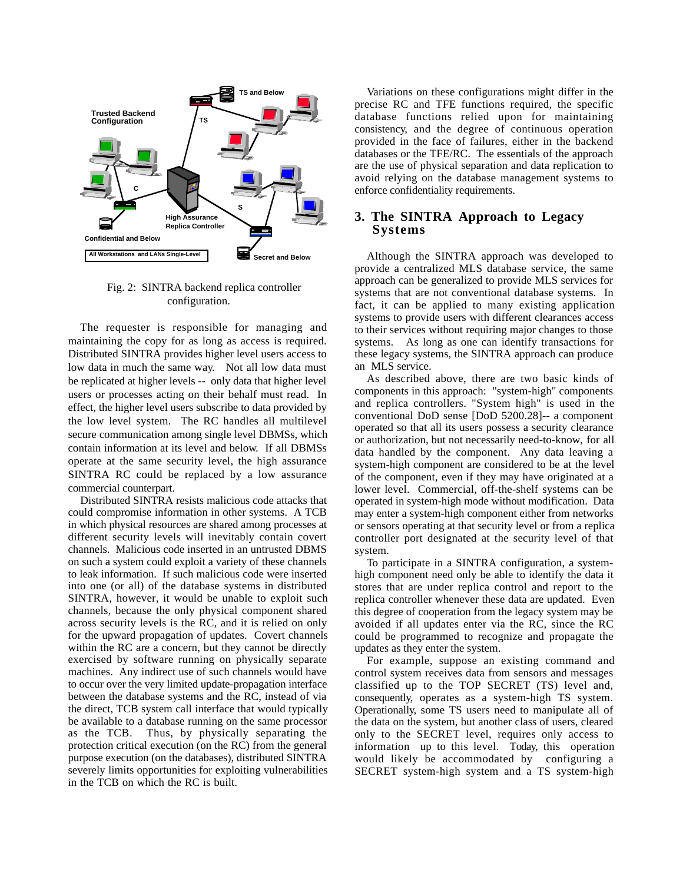Trusted Backend Configuration

TS and Below

TS

C

High Assurance Replica Controller

S

Confidential and Below

All Workstations and LANs Single-Level

Secret and Below

Fig. 2: SINTRA backend replica controller configuration.

The requester is responsible for managing and maintaining the copy for as long as access is required. Distributed SINTRA provides higher level users access to low data in much the same way. Not all low data must be replicated at higher levels -- only data that higher level users or processes acting on their behalf must read. In effect, the higher level users subscribe to data provided by the low level system. The RC handles all multilevel secure communication among single level DBMSs, which contain information at its level and below. If all DBMSs operate at the same security level, the high assurance SINTRA RC could be replaced by a low assurance commercial counterpart.

Distributed SINTRA resists malicious code attacks that could compromise information in other systems. A TCB in which physical resources are shared among processes at different security levels will inevitably contain covert channels. Malicious code inserted in an untrusted DBMS on such a system could exploit a variety of these channels to leak information. If such malicious code were inserted into one (or all) of the database systems in distributed SINTRA, however, it would be unable to exploit such channels, because the only physical component shared across security levels is the RC, and it is relied on only for the upward propagation of updates. Covert channels within the RC are a concern, but they cannot be directly exercised by software running on physically separate machines. Any indirect use of such channels would have to occur over the very limited update-propagation interface between the database systems and the RC, instead of via the direct, TCB system call interface that would typically be available to a database running on the same processor as the TCB. Thus, by physically separating the protection critical execution (on the RC) from the general purpose execution (on the databases), distributed SINTRA severely limits opportunities for exploiting vulnerabilities in the TCB on which the RC is built.

Variations on these configurations might differ in the precise RC and TFE functions required, the specific database functions relied upon for maintaining consistency, and the degree of continuous operation provided in the face of failures, either in the backend databases or the TFE/RC. The essentials of the approach are the use of physical separation and data replication to avoid relying on the database management systems to enforce confidentiality requirements.

## 3. The SINTRA Approach to Legacy Systems

Although the SINTRA approach was developed to provide a centralized MLS database service, the same approach can be generalized to provide MLS services for systems that are not conventional database systems. In fact, it can be applied to many existing application systems to provide users with different clearances access to their services without requiring major changes to those systems. As long as one can identify transactions for these legacy systems, the SINTRA approach can produce an MLS service.

As described above, there are two basic kinds of components in this approach: "system-high" components and replica controllers. "System high" is used in the conventional DoD sense [DoD 5200.28]-- a component operated so that all its users possess a security clearance or authorization, but not necessarily need-to-know, for all data handled by the component. Any data leaving a system-high component are considered to be at the level of the component, even if they may have originated at a lower level. Commercial, off-the-shelf systems can be operated in system-high mode without modification. Data may enter a system-high component either from networks or sensors operating at that security level or from a replica controller port designated at the security level of that system.

To participate in a SINTRA configuration, a system-high component need only be able to identify the data it stores that are under replica control and report to the replica controller whenever these data are updated. Even this degree of cooperation from the legacy system may be avoided if all updates enter via the RC, since the RC could be programmed to recognize and propagate the updates as they enter the system.

For example, suppose an existing command and control system receives data from sensors and messages classified up to the TOP SECRET (TS) level and, consequently, operates as a system-high TS system. Operationally, some TS users need to manipulate all of the data on the system, but another class of users, cleared only to the SECRET level, requires only access to information up to this level. Today, this operation would likely be accommodated by configuring a SECRET system-high system and a TS system-high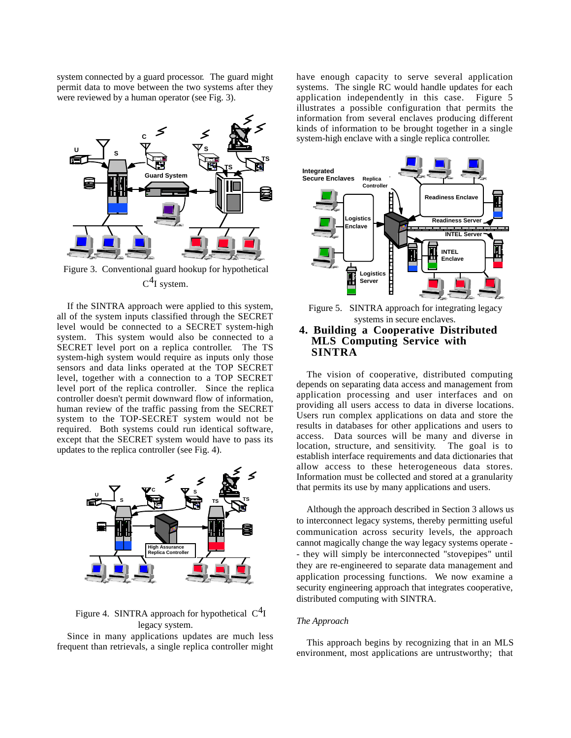system connected by a guard processor. The guard might permit data to move between the two systems after they were reviewed by a human operator (see Fig. 3).

Figure 3. Conventional guard hookup for hypothetical $C^4I$ system.

If the SINTRA approach were applied to this system, all of the system inputs classified through the SECRET level would be connected to a SECRET system-high system. This system would also be connected to a SECRET level port on a replica controller. The TS system-high system would require as inputs only those sensors and data links operated at the TOP SECRET level, together with a connection to a TOP SECRET level port of the replica controller. Since the replica controller doesn't permit downward flow of information, human review of the traffic passing from the SECRET system to the TOP-SECRET system would not be required. Both systems could run identical software, except that the SECRET system would have to pass its updates to the replica controller (see Fig. 4).

Figure 4. SINTRA approach for hypothetical $C^4I$ legacy system.

Since in many applications updates are much less frequent than retrievals, a single replica controller might have enough capacity to serve several application systems. The single RC would handle updates for each application independently in this case. Figure 5 illustrates a possible configuration that permits the information from several enclaves producing different kinds of information to be brought together in a single system-high enclave with a single replica controller.

Figure 5. SINTRA approach for integrating legacy systems in secure enclaves.

## 4. Building a Cooperative Distributed MLS Computing Service with SINTRA

The vision of cooperative, distributed computing depends on separating data access and management from application processing and user interfaces and on providing all users access to data in diverse locations. Users run complex applications on data and store the results in databases for other applications and users to access. Data sources will be many and diverse in location, structure, and sensitivity. The goal is to establish interface requirements and data dictionaries that allow access to these heterogeneous data stores. Information must be collected and stored at a granularity that permits its use by many applications and users.

Although the approach described in Section 3 allows us to interconnect legacy systems, thereby permitting useful communication across security levels, the approach cannot magically change the way legacy systems operate -- they will simply be interconnected "stovepipes" until they are re-engineered to separate data management and application processing functions. We now examine a security engineering approach that integrates cooperative, distributed computing with SINTRA.

*The Approach*

This approach begins by recognizing that in an MLS environment, most applications are untrustworthy; that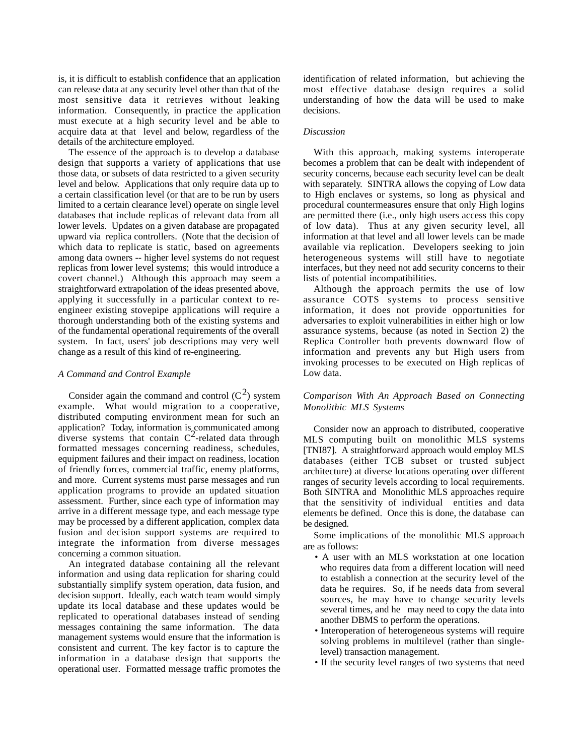is, it is difficult to establish confidence that an application can release data at any security level other than that of the most sensitive data it retrieves without leaking information. Consequently, in practice the application must execute at a high security level and be able to acquire data at that level and below, regardless of the details of the architecture employed.

The essence of the approach is to develop a database design that supports a variety of applications that use those data, or subsets of data restricted to a given security level and below. Applications that only require data up to a certain classification level (or that are to be run by users limited to a certain clearance level) operate on single level databases that include replicas of relevant data from all lower levels. Updates on a given database are propagated upward via replica controllers. (Note that the decision of which data to replicate is static, based on agreements among data owners -- higher level systems do not request replicas from lower level systems; this would introduce a covert channel.) Although this approach may seem a straightforward extrapolation of the ideas presented above, applying it successfully in a particular context to re-engineer existing stovepipe applications will require a thorough understanding both of the existing systems and of the fundamental operational requirements of the overall system. In fact, users' job descriptions may very well change as a result of this kind of re-engineering.

*A Command and Control Example*

Consider again the command and control ($C^2$) system example. What would migration to a cooperative, distributed computing environment mean for such an application? Today, information is communicated among diverse systems that contain $C^2$-related data through formatted messages concerning readiness, schedules, equipment failures and their impact on readiness, location of friendly forces, commercial traffic, enemy platforms, and more. Current systems must parse messages and run application programs to provide an updated situation assessment. Further, since each type of information may arrive in a different message type, and each message type may be processed by a different application, complex data fusion and decision support systems are required to integrate the information from diverse messages concerning a common situation.

An integrated database containing all the relevant information and using data replication for sharing could substantially simplify system operation, data fusion, and decision support. Ideally, each watch team would simply update its local database and these updates would be replicated to operational databases instead of sending messages containing the same information. The data management systems would ensure that the information is consistent and current. The key factor is to capture the information in a database design that supports the operational user. Formatted message traffic promotes the identification of related information, but achieving the most effective database design requires a solid understanding of how the data will be used to make decisions.

*Discussion*

With this approach, making systems interoperate becomes a problem that can be dealt with independent of security concerns, because each security level can be dealt with separately. SINTRA allows the copying of Low data to High enclaves or systems, so long as physical and procedural countermeasures ensure that only High logins are permitted there (i.e., only high users access this copy of low data). Thus at any given security level, all information at that level and all lower levels can be made available via replication. Developers seeking to join heterogeneous systems will still have to negotiate interfaces, but they need not add security concerns to their lists of potential incompatibilities.

Although the approach permits the use of low assurance COTS systems to process sensitive information, it does not provide opportunities for adversaries to exploit vulnerabilities in either high or low assurance systems, because (as noted in Section 2) the Replica Controller both prevents downward flow of information and prevents any but High users from invoking processes to be executed on High replicas of Low data.

*Comparison With An Approach Based on Connecting Monolithic MLS Systems*

Consider now an approach to distributed, cooperative MLS computing built on monolithic MLS systems [TNI87]. A straightforward approach would employ MLS databases (either TCB subset or trusted subject architecture) at diverse locations operating over different ranges of security levels according to local requirements. Both SINTRA and Monolithic MLS approaches require that the sensitivity of individual entities and data elements be defined. Once this is done, the database can be designed.

Some implications of the monolithic MLS approach are as follows:

- A user with an MLS workstation at one location who requires data from a different location will need to establish a connection at the security level of the data he requires. So, if he needs data from several sources, he may have to change security levels several times, and he may need to copy the data into another DBMS to perform the operations.
- Interoperation of heterogeneous systems will require solving problems in multilevel (rather than single-level) transaction management.
- If the security level ranges of two systems that need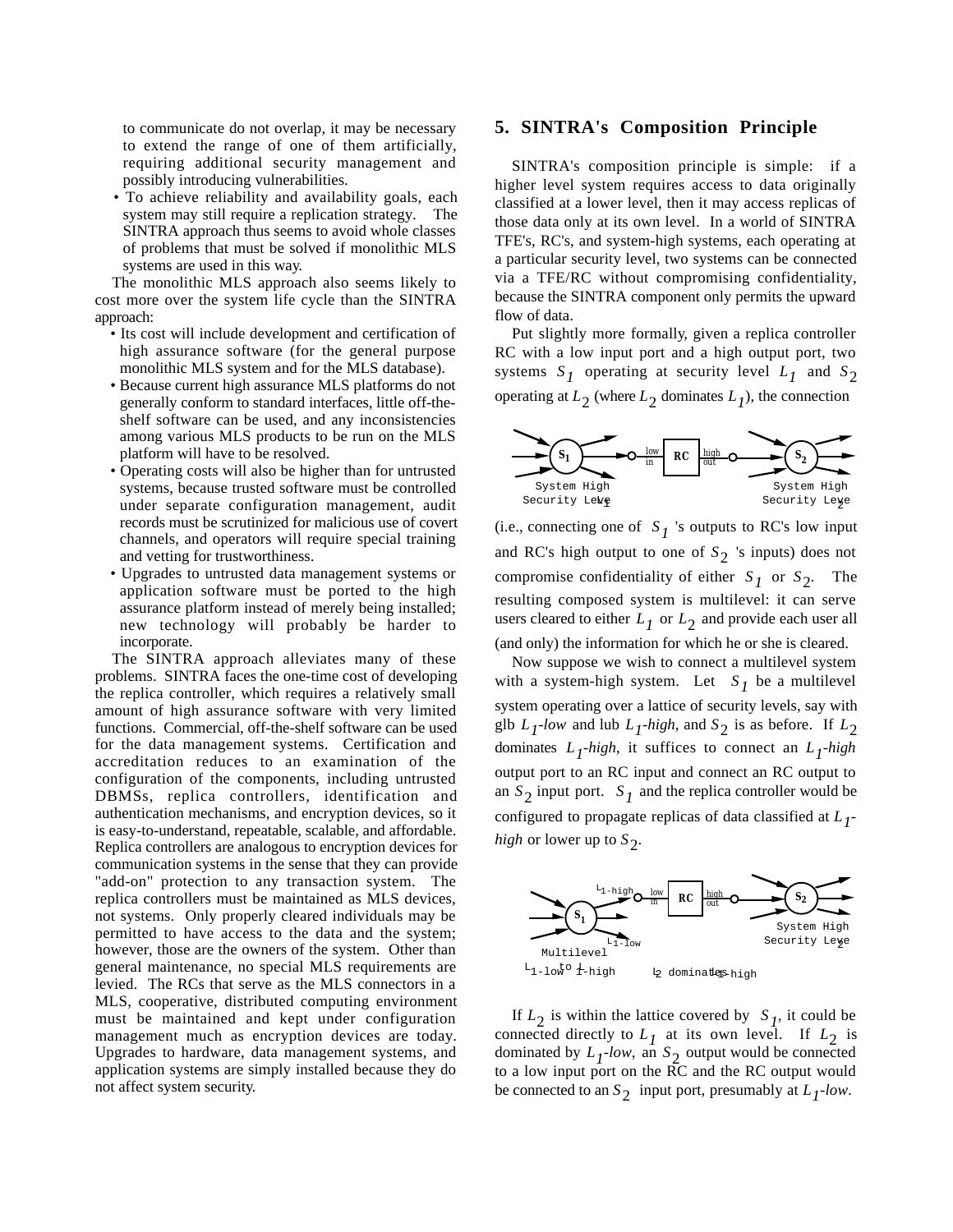to communicate do not overlap, it may be necessary to extend the range of one of them artificially, requiring additional security management and possibly introducing vulnerabilities.

- To achieve reliability and availability goals, each system may still require a replication strategy. The SINTRA approach thus seems to avoid whole classes of problems that must be solved if monolithic MLS systems are used in this way.

The monolithic MLS approach also seems likely to cost more over the system life cycle than the SINTRA approach:

- Its cost will include development and certification of high assurance software (for the general purpose monolithic MLS system and for the MLS database).
- Because current high assurance MLS platforms do not generally conform to standard interfaces, little off-the-shelf software can be used, and any inconsistencies among various MLS products to be run on the MLS platform will have to be resolved.
- Operating costs will also be higher than for untrusted systems, because trusted software must be controlled under separate configuration management, audit records must be scrutinized for malicious use of covert channels, and operators will require special training and vetting for trustworthiness.
- Upgrades to untrusted data management systems or application software must be ported to the high assurance platform instead of merely being installed; new technology will probably be harder to incorporate.

The SINTRA approach alleviates many of these problems. SINTRA faces the one-time cost of developing the replica controller, which requires a relatively small amount of high assurance software with very limited functions. Commercial, off-the-shelf software can be used for the data management systems. Certification and accreditation reduces to an examination of the configuration of the components, including untrusted DBMSs, replica controllers, identification and authentication mechanisms, and encryption devices, so it is easy-to-understand, repeatable, scalable, and affordable. Replica controllers are analogous to encryption devices for communication systems in the sense that they can provide "add-on" protection to any transaction system. The replica controllers must be maintained as MLS devices, not systems. Only properly cleared individuals may be permitted to have access to the data and the system; however, those are the owners of the system. Other than general maintenance, no special MLS requirements are levied. The RCs that serve as the MLS connectors in a MLS, cooperative, distributed computing environment must be maintained and kept under configuration management much as encryption devices are today. Upgrades to hardware, data management systems, and application systems are simply installed because they do not affect system security.

## 5. SINTRA's Composition Principle

SINTRA's composition principle is simple: if a higher level system requires access to data originally classified at a lower level, then it may access replicas of those data only at its own level. In a world of SINTRA TFE's, RC's, and system-high systems, each operating at a particular security level, two systems can be connected via a TFE/RC without compromising confidentiality, because the SINTRA component only permits the upward flow of data.

Put slightly more formally, given a replica controller RC with a low input port and a high output port, two systems $S_1$ operating at security level $L_1$ and $S_2$ operating at $L_2$ (where $L_2$ dominates $L_1$), the connection

S1
low in
RC
high out
S2
System High Security Level $L_1$
System High Security Level $L_2$

(i.e., connecting one of $S_1$ 's outputs to RC's low input and RC's high output to one of $S_2$ 's inputs) does not compromise confidentiality of either $S_1$ or $S_2$. The resulting composed system is multilevel: it can serve users cleared to either $L_1$ or $L_2$ and provide each user all (and only) the information for which he or she is cleared.

Now suppose we wish to connect a multilevel system with a system-high system. Let $S_1$ be a multilevel system operating over a lattice of security levels, say with glb $L_1$*-low* and lub $L_1$*-high*, and $S_2$ is as before. If $L_2$ dominates $L_1$*-high*, it suffices to connect an $L_1$*-high* output port to an RC input and connect an RC output to an $S_2$ input port. $S_1$ and the replica controller would be configured to propagate replicas of data classified at $L_1$*-high* or lower up to $S_2$.

$L_{1\text{-high}}$
low in
RC
high out
S2
S1
$L_{1\text{-low}}$
Multilevel $L_{1\text{-low}}$ to $L_{1\text{-high}}$
System High Security Level $L_2$
$L_2$ dominates $L_{1\text{-high}}$

If $L_2$ is within the lattice covered by $S_1$, it could be connected directly to $L_1$ at its own level. If $L_2$ is dominated by $L_1$*-low*, an $S_2$ output would be connected to a low input port on the RC and the RC output would be connected to an $S_2$ input port, presumably at $L_1$*-low*.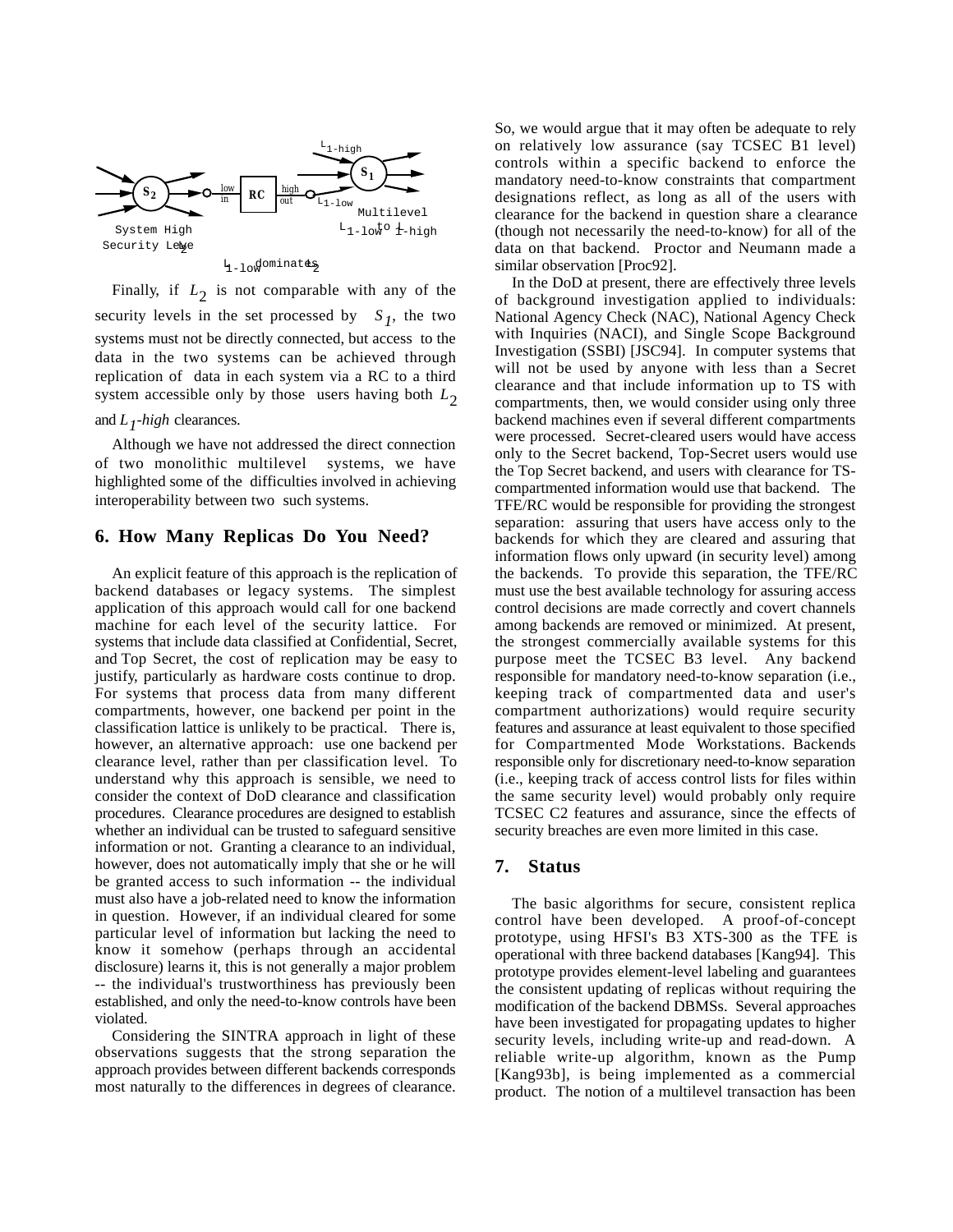Finally, if $L_2$ is not comparable with any of the security levels in the set processed by $S_1$, the two systems must not be directly connected, but access to the data in the two systems can be achieved through replication of data in each system via a RC to a third system accessible only by those users having both $L_2$ and $L_1$*-high* clearances.

Although we have not addressed the direct connection of two monolithic multilevel systems, we have highlighted some of the difficulties involved in achieving interoperability between two such systems.

## 6. How Many Replicas Do You Need?

An explicit feature of this approach is the replication of backend databases or legacy systems. The simplest application of this approach would call for one backend machine for each level of the security lattice. For systems that include data classified at Confidential, Secret, and Top Secret, the cost of replication may be easy to justify, particularly as hardware costs continue to drop. For systems that process data from many different compartments, however, one backend per point in the classification lattice is unlikely to be practical. There is, however, an alternative approach: use one backend per clearance level, rather than per classification level. To understand why this approach is sensible, we need to consider the context of DoD clearance and classification procedures. Clearance procedures are designed to establish whether an individual can be trusted to safeguard sensitive information or not. Granting a clearance to an individual, however, does not automatically imply that she or he will be granted access to such information -- the individual must also have a job-related need to know the information in question. However, if an individual cleared for some particular level of information but lacking the need to know it somehow (perhaps through an accidental disclosure) learns it, this is not generally a major problem -- the individual's trustworthiness has previously been established, and only the need-to-know controls have been violated.

Considering the SINTRA approach in light of these observations suggests that the strong separation the approach provides between different backends corresponds most naturally to the differences in degrees of clearance. So, we would argue that it may often be adequate to rely on relatively low assurance (say TCSEC B1 level) controls within a specific backend to enforce the mandatory need-to-know constraints that compartment designations reflect, as long as all of the users with clearance for the backend in question share a clearance (though not necessarily the need-to-know) for all of the data on that backend. Proctor and Neumann made a similar observation [Proc92].

In the DoD at present, there are effectively three levels of background investigation applied to individuals: National Agency Check (NAC), National Agency Check with Inquiries (NACI), and Single Scope Background Investigation (SSBI) [JSC94]. In computer systems that will not be used by anyone with less than a Secret clearance and that include information up to TS with compartments, then, we would consider using only three backend machines even if several different compartments were processed. Secret-cleared users would have access only to the Secret backend, Top-Secret users would use the Top Secret backend, and users with clearance for TS-compartmented information would use that backend. The TFE/RC would be responsible for providing the strongest separation: assuring that users have access only to the backends for which they are cleared and assuring that information flows only upward (in security level) among the backends. To provide this separation, the TFE/RC must use the best available technology for assuring access control decisions are made correctly and covert channels among backends are removed or minimized. At present, the strongest commercially available systems for this purpose meet the TCSEC B3 level. Any backend responsible for mandatory need-to-know separation (i.e., keeping track of compartmented data and user's compartment authorizations) would require security features and assurance at least equivalent to those specified for Compartmented Mode Workstations. Backends responsible only for discretionary need-to-know separation (i.e., keeping track of access control lists for files within the same security level) would probably only require TCSEC C2 features and assurance, since the effects of security breaches are even more limited in this case.

## 7. Status

The basic algorithms for secure, consistent replica control have been developed. A proof-of-concept prototype, using HFSI's B3 XTS-300 as the TFE is operational with three backend databases [Kang94]. This prototype provides element-level labeling and guarantees the consistent updating of replicas without requiring the modification of the backend DBMSs. Several approaches have been investigated for propagating updates to higher security levels, including write-up and read-down. A reliable write-up algorithm, known as the Pump [Kang93b], is being implemented as a commercial product. The notion of a multilevel transaction has been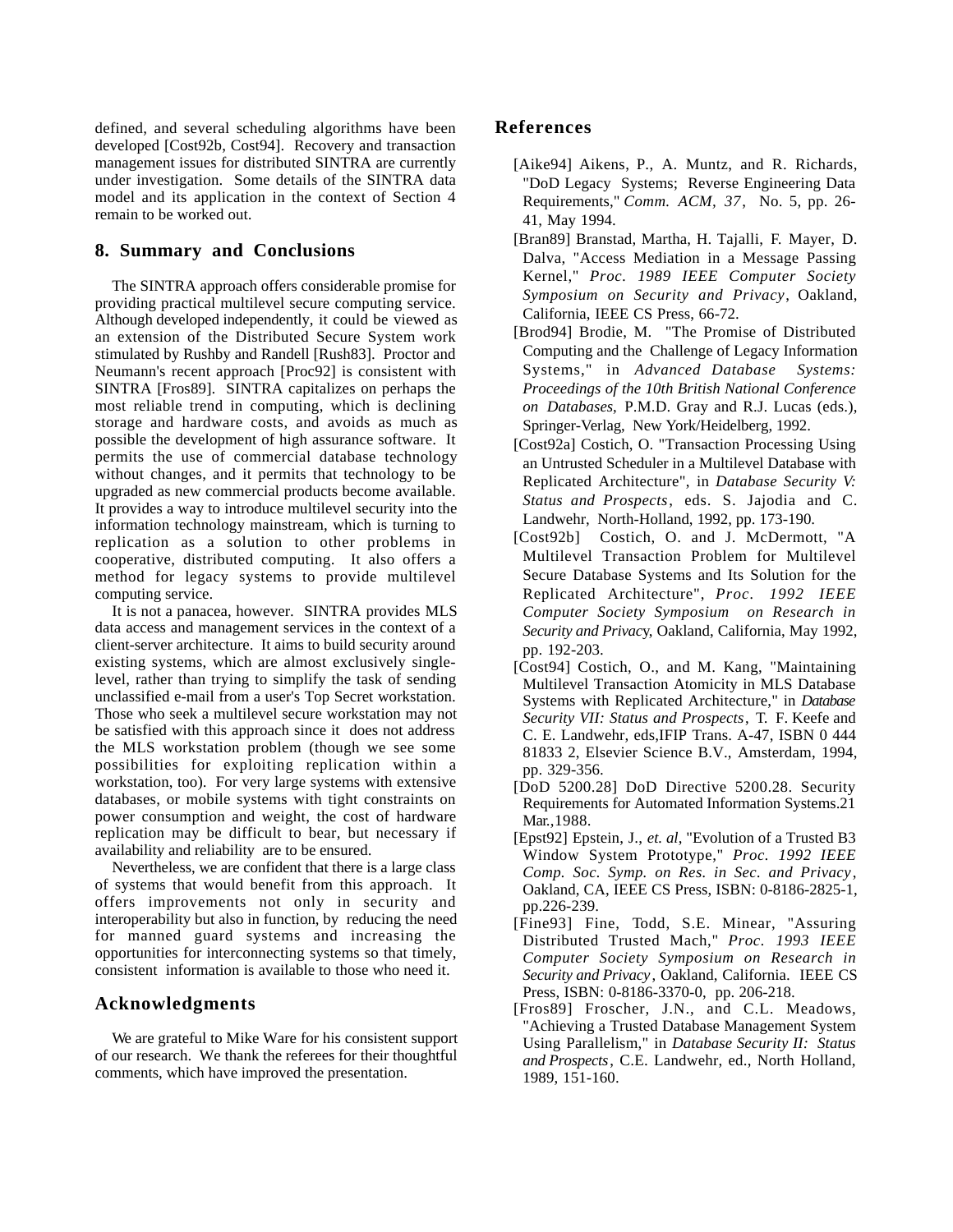defined, and several scheduling algorithms have been developed [Cost92b, Cost94]. Recovery and transaction management issues for distributed SINTRA are currently under investigation. Some details of the SINTRA data model and its application in the context of Section 4 remain to be worked out.

## 8. Summary and Conclusions

The SINTRA approach offers considerable promise for providing practical multilevel secure computing service. Although developed independently, it could be viewed as an extension of the Distributed Secure System work stimulated by Rushby and Randell [Rush83]. Proctor and Neumann's recent approach [Proc92] is consistent with SINTRA [Fros89]. SINTRA capitalizes on perhaps the most reliable trend in computing, which is declining storage and hardware costs, and avoids as much as possible the development of high assurance software. It permits the use of commercial database technology without changes, and it permits that technology to be upgraded as new commercial products become available. It provides a way to introduce multilevel security into the information technology mainstream, which is turning to replication as a solution to other problems in cooperative, distributed computing. It also offers a method for legacy systems to provide multilevel computing service.

It is not a panacea, however. SINTRA provides MLS data access and management services in the context of a client-server architecture. It aims to build security around existing systems, which are almost exclusively single-level, rather than trying to simplify the task of sending unclassified e-mail from a user's Top Secret workstation. Those who seek a multilevel secure workstation may not be satisfied with this approach since it does not address the MLS workstation problem (though we see some possibilities for exploiting replication within a workstation, too). For very large systems with extensive databases, or mobile systems with tight constraints on power consumption and weight, the cost of hardware replication may be difficult to bear, but necessary if availability and reliability are to be ensured.

Nevertheless, we are confident that there is a large class of systems that would benefit from this approach. It offers improvements not only in security and interoperability but also in function, by reducing the need for manned guard systems and increasing the opportunities for interconnecting systems so that timely, consistent information is available to those who need it.

## Acknowledgments

We are grateful to Mike Ware for his consistent support of our research. We thank the referees for their thoughtful comments, which have improved the presentation.

## References

[Aike94] Aikens, P., A. Muntz, and R. Richards, "DoD Legacy Systems; Reverse Engineering Data Requirements," *Comm. ACM, 37*, No. 5, pp. 26-41, May 1994.

[Bran89] Branstad, Martha, H. Tajalli, F. Mayer, D. Dalva, "Access Mediation in a Message Passing Kernel," *Proc. 1989 IEEE Computer Society Symposium on Security and Privacy*, Oakland, California, IEEE CS Press, 66-72.

[Brod94] Brodie, M. "The Promise of Distributed Computing and the Challenge of Legacy Information Systems," in *Advanced Database Systems: Proceedings of the 10th British National Conference on Databases*, P.M.D. Gray and R.J. Lucas (eds.), Springer-Verlag, New York/Heidelberg, 1992.

[Cost92a] Costich, O. "Transaction Processing Using an Untrusted Scheduler in a Multilevel Database with Replicated Architecture", in *Database Security V: Status and Prospects*, eds. S. Jajodia and C. Landwehr, North-Holland, 1992, pp. 173-190.

[Cost92b] Costich, O. and J. McDermott, "A Multilevel Transaction Problem for Multilevel Secure Database Systems and Its Solution for the Replicated Architecture", *Proc. 1992 IEEE Computer Society Symposium on Research in Security and Privacy*, Oakland, California, May 1992, pp. 192-203.

[Cost94] Costich, O., and M. Kang, "Maintaining Multilevel Transaction Atomicity in MLS Database Systems with Replicated Architecture," in *Database Security VII: Status and Prospects*, T. F. Keefe and C. E. Landwehr, eds,IFIP Trans. A-47, ISBN 0 444 81833 2, Elsevier Science B.V., Amsterdam, 1994, pp. 329-356.

[DoD 5200.28] DoD Directive 5200.28. Security Requirements for Automated Information Systems.21 Mar.,1988.

[Epst92] Epstein, J., *et. al*, "Evolution of a Trusted B3 Window System Prototype," *Proc. 1992 IEEE Comp. Soc. Symp. on Res. in Sec. and Privacy*, Oakland, CA, IEEE CS Press, ISBN: 0-8186-2825-1, pp.226-239.

[Fine93] Fine, Todd, S.E. Minear, "Assuring Distributed Trusted Mach," *Proc. 1993 IEEE Computer Society Symposium on Research in Security and Privacy*, Oakland, California. IEEE CS Press, ISBN: 0-8186-3370-0, pp. 206-218.

[Fros89] Froscher, J.N., and C.L. Meadows, "Achieving a Trusted Database Management System Using Parallelism," in *Database Security II: Status and Prospects*, C.E. Landwehr, ed., North Holland, 1989, 151-160.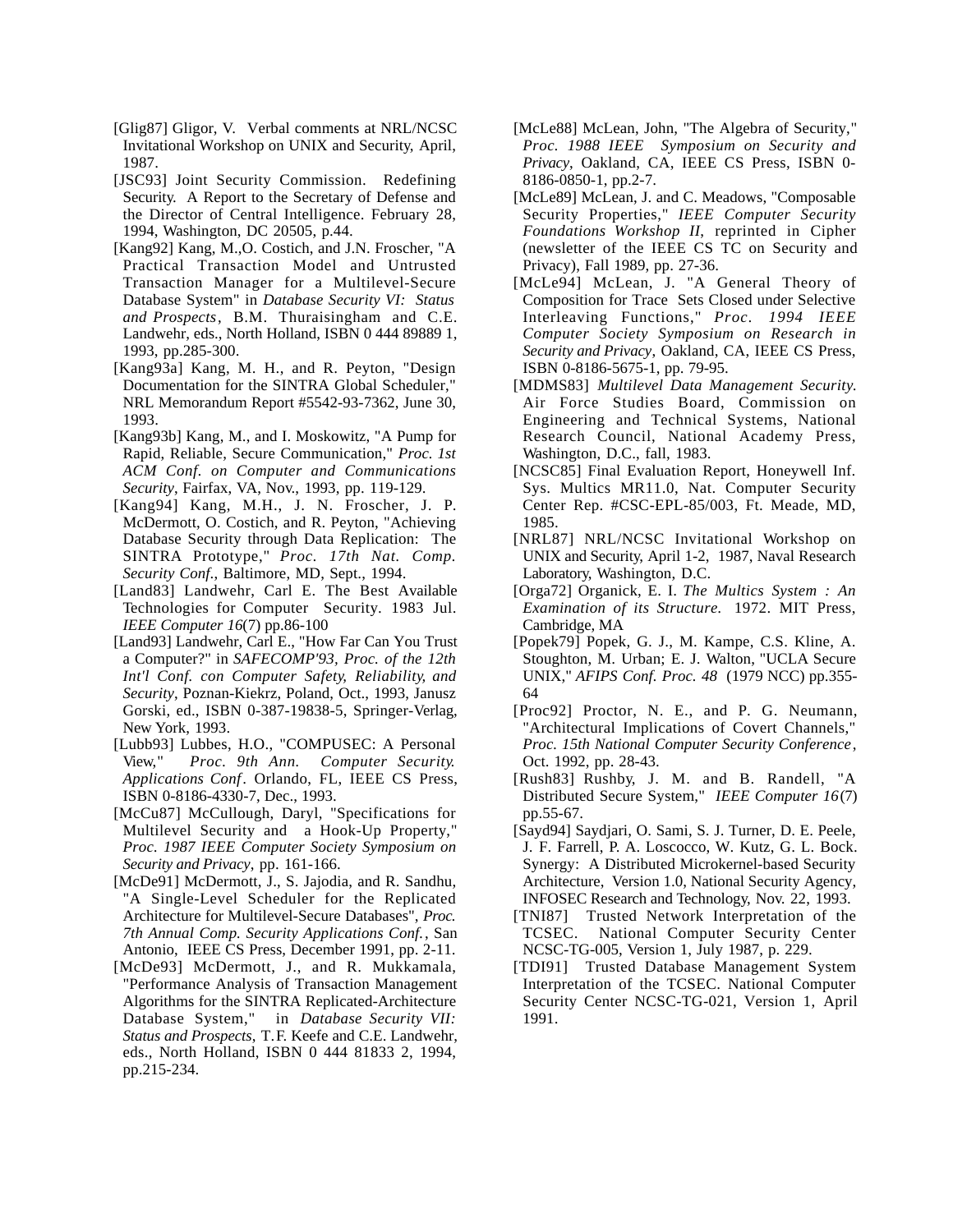[Glig87] Gligor, V. Verbal comments at NRL/NCSC Invitational Workshop on UNIX and Security, April, 1987.

[JSC93] Joint Security Commission. Redefining Security. A Report to the Secretary of Defense and the Director of Central Intelligence. February 28, 1994, Washington, DC 20505, p.44.

[Kang92] Kang, M.,O. Costich, and J.N. Froscher, "A Practical Transaction Model and Untrusted Transaction Manager for a Multilevel-Secure Database System" in *Database Security VI: Status and Prospects*, B.M. Thuraisingham and C.E. Landwehr, eds., North Holland, ISBN 0 444 89889 1, 1993, pp.285-300.

[Kang93a] Kang, M. H., and R. Peyton, "Design Documentation for the SINTRA Global Scheduler," NRL Memorandum Report #5542-93-7362, June 30, 1993.

[Kang93b] Kang, M., and I. Moskowitz, "A Pump for Rapid, Reliable, Secure Communication," *Proc. 1st ACM Conf. on Computer and Communications Security*, Fairfax, VA, Nov., 1993, pp. 119-129.

[Kang94] Kang, M.H., J. N. Froscher, J. P. McDermott, O. Costich, and R. Peyton, "Achieving Database Security through Data Replication: The SINTRA Prototype," *Proc. 17th Nat. Comp. Security Conf.*, Baltimore, MD, Sept., 1994.

[Land83] Landwehr, Carl E. The Best Available Technologies for Computer Security. 1983 Jul. *IEEE Computer 16*(7) pp.86-100

[Land93] Landwehr, Carl E., "How Far Can You Trust a Computer?" in *SAFECOMP'93, Proc. of the 12th Int'l Conf. con Computer Safety, Reliability, and Security*, Poznan-Kiekrz, Poland, Oct., 1993, Janusz Gorski, ed., ISBN 0-387-19838-5, Springer-Verlag, New York, 1993.

[Lubb93] Lubbes, H.O., "COMPUSEC: A Personal View," *Proc. 9th Ann. Computer Security. Applications Conf*. Orlando, FL, IEEE CS Press, ISBN 0-8186-4330-7, Dec., 1993.

[McCu87] McCullough, Daryl, "Specifications for Multilevel Security and a Hook-Up Property," *Proc. 1987 IEEE Computer Society Symposium on Security and Privacy*, pp. 161-166.

[McDe91] McDermott, J., S. Jajodia, and R. Sandhu, "A Single-Level Scheduler for the Replicated Architecture for Multilevel-Secure Databases", *Proc. 7th Annual Comp. Security Applications Conf.*, San Antonio, IEEE CS Press, December 1991, pp. 2-11.

[McDe93] McDermott, J., and R. Mukkamala, "Performance Analysis of Transaction Management Algorithms for the SINTRA Replicated-Architecture Database System," in *Database Security VII: Status and Prospects*, T.F. Keefe and C.E. Landwehr, eds., North Holland, ISBN 0 444 81833 2, 1994, pp.215-234.

[McLe88] McLean, John, "The Algebra of Security," *Proc. 1988 IEEE Symposium on Security and Privacy*, Oakland, CA, IEEE CS Press, ISBN 0-8186-0850-1, pp.2-7.

[McLe89] McLean, J. and C. Meadows, "Composable Security Properties," *IEEE Computer Security Foundations Workshop II*, reprinted in Cipher (newsletter of the IEEE CS TC on Security and Privacy), Fall 1989, pp. 27-36.

[McLe94] McLean, J. "A General Theory of Composition for Trace Sets Closed under Selective Interleaving Functions," *Proc. 1994 IEEE Computer Society Symposium on Research in Security and Privacy*, Oakland, CA, IEEE CS Press, ISBN 0-8186-5675-1, pp. 79-95.

[MDMS83] *Multilevel Data Management Security*. Air Force Studies Board, Commission on Engineering and Technical Systems, National Research Council, National Academy Press, Washington, D.C., fall, 1983.

[NCSC85] Final Evaluation Report, Honeywell Inf. Sys. Multics MR11.0, Nat. Computer Security Center Rep. #CSC-EPL-85/003, Ft. Meade, MD, 1985.

[NRL87] NRL/NCSC Invitational Workshop on UNIX and Security, April 1-2, 1987, Naval Research Laboratory, Washington, D.C.

[Orga72] Organick, E. I. *The Multics System : An Examination of its Structure.* 1972. MIT Press, Cambridge, MA

[Popek79] Popek, G. J., M. Kampe, C.S. Kline, A. Stoughton, M. Urban; E. J. Walton, "UCLA Secure UNIX," *AFIPS Conf. Proc. 48* (1979 NCC) pp.355-64

[Proc92] Proctor, N. E., and P. G. Neumann, "Architectural Implications of Covert Channels," *Proc. 15th National Computer Security Conference*, Oct. 1992, pp. 28-43.

[Rush83] Rushby, J. M. and B. Randell, "A Distributed Secure System," *IEEE Computer 16*(7) pp.55-67.

[Sayd94] Saydjari, O. Sami, S. J. Turner, D. E. Peele, J. F. Farrell, P. A. Loscocco, W. Kutz, G. L. Bock. Synergy: A Distributed Microkernel-based Security Architecture, Version 1.0, National Security Agency, INFOSEC Research and Technology, Nov. 22, 1993.

[TNI87] Trusted Network Interpretation of the TCSEC. National Computer Security Center NCSC-TG-005, Version 1, July 1987, p. 229.

[TDI91] Trusted Database Management System Interpretation of the TCSEC. National Computer Security Center NCSC-TG-021, Version 1, April 1991.